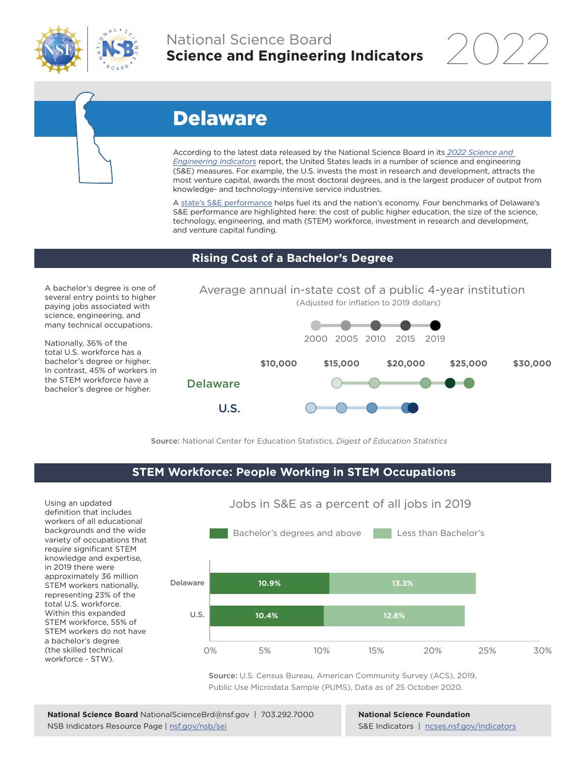National Science Board
**Science and Engineering Indicators** 2022

# Delaware

According to the latest data released by the National Science Board in its *2022 Science and Engineering Indicators* report, the United States leads in a number of science and engineering (S&E) measures. For example, the U.S. invests the most in research and development, attracts the most venture capital, awards the most doctoral degrees, and is the largest producer of output from knowledge- and technology-intensive service industries.

A state's S&E performance helps fuel its and the nation's economy. Four benchmarks of Delaware's S&E performance are highlighted here: the cost of public higher education, the size of the science, technology, engineering, and math (STEM) workforce, investment in research and development, and venture capital funding.

## Rising Cost of a Bachelor's Degree

A bachelor's degree is one of several entry points to higher paying jobs associated with science, engineering, and many technical occupations.

Nationally, 36% of the total U.S. workforce has a bachelor's degree or higher. In contrast, 45% of workers in the STEM workforce have a bachelor's degree or higher.

Average annual in-state cost of a public 4-year institution
(Adjusted for inflation to 2019 dollars)

2000 2005 2010 2015 2019

$10,000 $15,000 $20,000 $25,000 $30,000

Delaware

U.S.

**Source:** National Center for Education Statistics, *Digest of Education Statistics*

## STEM Workforce: People Working in STEM Occupations

Using an updated definition that includes workers of all educational backgrounds and the wide variety of occupations that require significant STEM knowledge and expertise, in 2019 there were approximately 36 million STEM workers nationally, representing 23% of the total U.S. workforce. Within this expanded STEM workforce, 55% of STEM workers do not have a bachelor's degree (the skilled technical workforce - STW).

Jobs in S&E as a percent of all jobs in 2019

| | Bachelor's degrees and above | Less than Bachelor's |
|---|---|---|
| Delaware | 10.9% | 13.3% |
| U.S. | 10.4% | 12.8% |

**Source:** U.S. Census Bureau, American Community Survey (ACS), 2019, Public Use Microdata Sample (PUMS), Data as of 25 October 2020.

**National Science Board** NationalScienceBrd@nsf.gov | 703.292.7000
NSB Indicators Resource Page | nsf.gov/nsb/sei

**National Science Foundation**
S&E Indicators | ncses.nsf.gov/indicators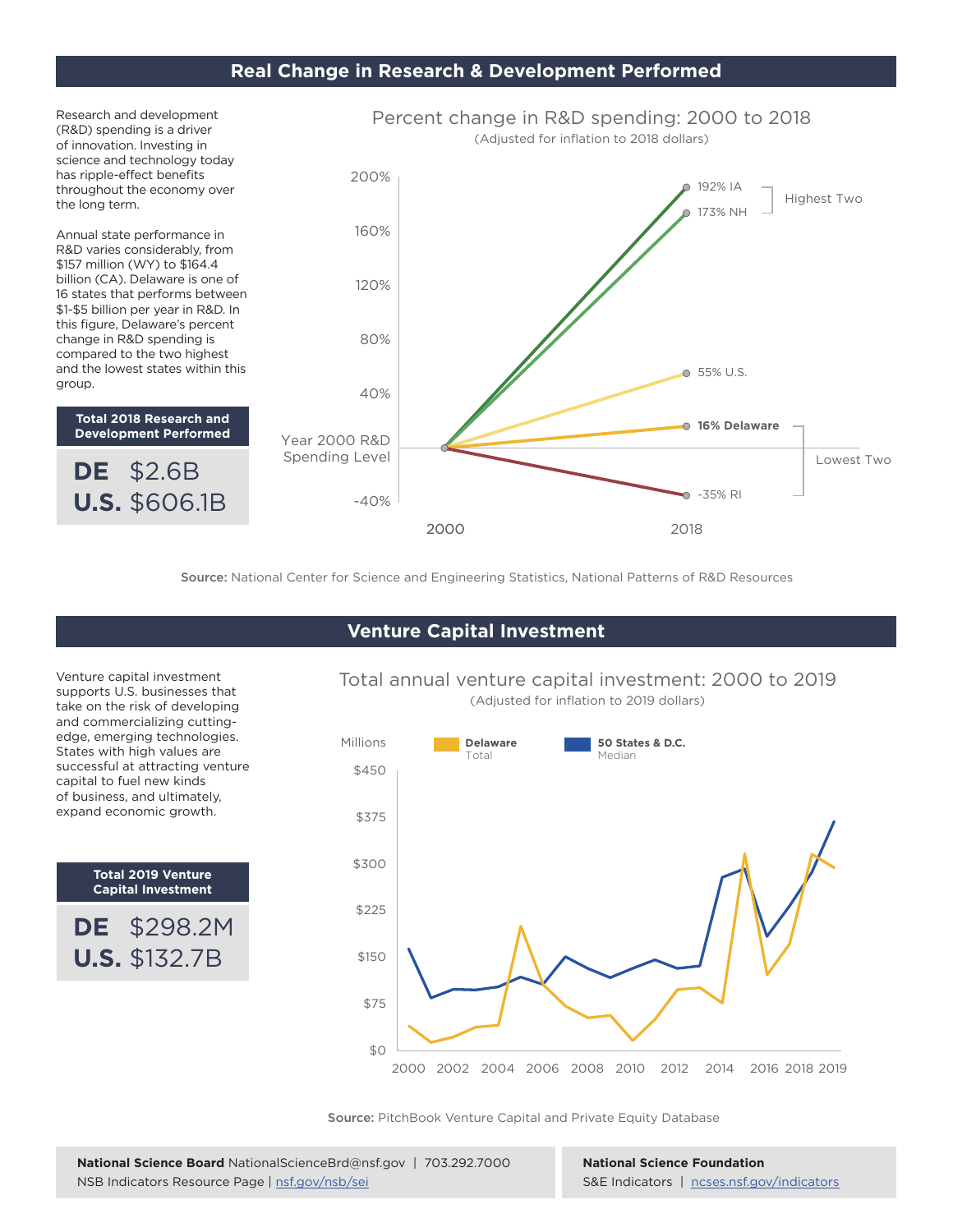## Real Change in Research & Development Performed

Research and development (R&D) spending is a driver of innovation. Investing in science and technology today has ripple-effect benefits throughout the economy over the long term.

Annual state performance in R&D varies considerably, from $157 million (WY) to $164.4 billion (CA). Delaware is one of 16 states that performs between $1-$5 billion per year in R&D. In this figure, Delaware's percent change in R&D spending is compared to the two highest and the lowest states within this group.

**Total 2018 Research and Development Performed**

**DE** $2.6B
**U.S.** $606.1B

Percent change in R&D spending: 2000 to 2018
(Adjusted for inflation to 2018 dollars)

200%
160%
120%
80%
40%
-40%
Year 2000 R&D Spending Level
2000
2018
192% IA
173% NH
Highest Two
55% U.S.
**16% Delaware**
-35% RI
Lowest Two

**Source:** National Center for Science and Engineering Statistics, National Patterns of R&D Resources

## Venture Capital Investment

Venture capital investment supports U.S. businesses that take on the risk of developing and commercializing cutting-edge, emerging technologies. States with high values are successful at attracting venture capital to fuel new kinds of business, and ultimately, expand economic growth.

**Total 2019 Venture Capital Investment**

**DE** $298.2M
**U.S.** $132.7B

Total annual venture capital investment: 2000 to 2019
(Adjusted for inflation to 2019 dollars)

Millions
**Delaware** Total
**50 States & D.C.** Median
$450
$375
$300
$225
$150
$75
$0
2000 2002 2004 2006 2008 2010 2012 2014 2016 2018 2019

**Source:** PitchBook Venture Capital and Private Equity Database

**National Science Board** NationalScienceBrd@nsf.gov | 703.292.7000
NSB Indicators Resource Page | nsf.gov/nsb/sei

**National Science Foundation**
S&E Indicators | ncses.nsf.gov/indicators